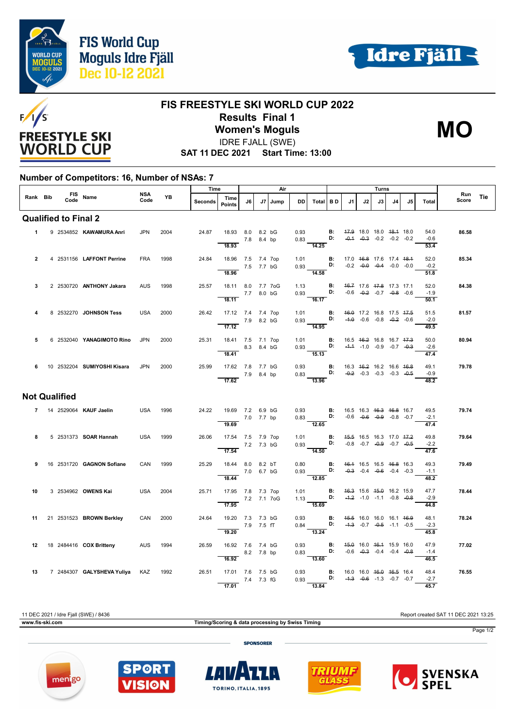# FIS World Cup Moguls Idre Fjäll Dec 10-12 2021

## FIS FREESTYLE SKI WORLD CUP 2022

### Results Final 1

### Women's Moguls

**MO**

IDRE FJALL (SWE)

**SAT 11 DEC 2021 Start Time: 13:00**

### Number of Competitors: 16, Number of NSAs: 7

| Rank | Bib | FIS Code | Name | NSA Code | YB | Seconds | Time Points | J6 | J7 | Jump | DD | Total | B D | J1 | J2 | J3 | J4 | J5 | Total | Run Score | Tie |
|---|---|---|---|---|---|---|---|---|---|---|---|---|---|---|---|---|---|---|---|---|---|
| **Qualified to Final 2** | | | | | | | | | | | | | | | | | | | | | |
| 1 | 9 | 2534852 | KAWAMURA Anri | JPN | 2004 | 24.87 | 18.93 | 8.0 | 8.2 | bG | 0.93 | | B: | ~~17.9~~ | 18.0 | 18.0 | ~~18.1~~ | 18.0 | 54.0 | 86.58 | |
| | | | | | | | | 7.8 | 8.4 | bp | 0.83 | | D: | ~~-0.1~~ | ~~-0.3~~ | -0.2 | -0.2 | -0.2 | -0.6 | | |
| | | | | | | | 18.93 | | | | | 14.25 | | | | | | | 53.4 | | |
| 2 | 4 | 2531156 | LAFFONT Perrine | FRA | 1998 | 24.84 | 18.96 | 7.5 | 7.4 | 7op | 1.01 | | B: | 17.0 | ~~16.8~~ | 17.6 | 17.4 | ~~18.1~~ | 52.0 | 85.34 | |
| | | | | | | | | 7.5 | 7.7 | bG | 0.93 | | D: | -0.2 | ~~-0.0~~ | ~~-0.4~~ | -0.0 | -0.0 | -0.2 | | |
| | | | | | | | 18.96 | | | | | 14.58 | | | | | | | 51.8 | | |
| 3 | 2 | 2530720 | ANTHONY Jakara | AUS | 1998 | 25.57 | 18.11 | 8.0 | 7.7 | 7oG | 1.13 | | B: | ~~16.7~~ | 17.6 | ~~17.8~~ | 17.3 | 17.1 | 52.0 | 84.38 | |
| | | | | | | | | 7.7 | 8.0 | bG | 0.93 | | D: | -0.6 | ~~-0.2~~ | -0.7 | ~~-0.8~~ | -0.6 | -1.9 | | |
| | | | | | | | 18.11 | | | | | 16.17 | | | | | | | 50.1 | | |
| 4 | 8 | 2532270 | JOHNSON Tess | USA | 2000 | 26.42 | 17.12 | 7.4 | 7.4 | 7op | 1.01 | | B: | ~~16.0~~ | 17.2 | 16.8 | 17.5 | ~~17.5~~ | 51.5 | 81.57 | |
| | | | | | | | | 7.9 | 8.2 | bG | 0.93 | | D: | ~~-1.0~~ | -0.6 | -0.8 | ~~-0.2~~ | -0.6 | -2.0 | | |
| | | | | | | | 17.12 | | | | | 14.95 | | | | | | | 49.5 | | |
| 5 | 6 | 2532040 | YANAGIMOTO Rino | JPN | 2000 | 25.31 | 18.41 | 7.5 | 7.1 | 7op | 1.01 | | B: | 16.5 | ~~16.2~~ | 16.8 | 16.7 | ~~17.3~~ | 50.0 | 80.94 | |
| | | | | | | | | 8.3 | 8.4 | bG | 0.93 | | D: | ~~-1.1~~ | -1.0 | -0.9 | -0.7 | ~~-0.3~~ | -2.6 | | |
| | | | | | | | 18.41 | | | | | 15.13 | | | | | | | 47.4 | | |
| 6 | 10 | 2532204 | SUMIYOSHI Kisara | JPN | 2000 | 25.99 | 17.62 | 7.8 | 7.7 | bG | 0.93 | | B: | 16.3 | ~~16.2~~ | 16.2 | 16.6 | ~~16.8~~ | 49.1 | 79.78 | |
| | | | | | | | | 7.9 | 8.4 | bp | 0.83 | | D: | ~~-0.2~~ | -0.3 | -0.3 | -0.3 | ~~-0.5~~ | -0.9 | | |
| | | | | | | | 17.62 | | | | | 13.96 | | | | | | | 48.2 | | |
| **Not Qualified** | | | | | | | | | | | | | | | | | | | | | |
| 7 | 14 | 2529064 | KAUF Jaelin | USA | 1996 | 24.22 | 19.69 | 7.2 | 6.9 | bG | 0.93 | | B: | 16.5 | 16.3 | ~~16.3~~ | ~~16.8~~ | 16.7 | 49.5 | 79.74 | |
| | | | | | | | | 7.0 | 7.7 | bp | 0.83 | | D: | -0.6 | ~~-0.6~~ | ~~-0.9~~ | -0.8 | -0.7 | -2.1 | | |
| | | | | | | | 19.69 | | | | | 12.65 | | | | | | | 47.4 | | |
| 8 | 5 | 2531373 | SOAR Hannah | USA | 1999 | 26.06 | 17.54 | 7.5 | 7.9 | 7op | 1.01 | | B: | ~~15.5~~ | 16.5 | 16.3 | 17.0 | ~~17.2~~ | 49.8 | 79.64 | |
| | | | | | | | | 7.2 | 7.3 | bG | 0.93 | | D: | -0.8 | -0.7 | ~~-0.9~~ | -0.7 | ~~-0.5~~ | -2.2 | | |
| | | | | | | | 17.54 | | | | | 14.50 | | | | | | | 47.6 | | |
| 9 | 16 | 2531720 | GAGNON Sofiane | CAN | 1999 | 25.29 | 18.44 | 8.0 | 8.2 | bT | 0.80 | | B: | ~~16.1~~ | 16.5 | 16.5 | ~~16.8~~ | 16.3 | 49.3 | 79.49 | |
| | | | | | | | | 7.0 | 6.7 | bG | 0.93 | | D: | ~~-0.3~~ | -0.4 | ~~-0.6~~ | -0.4 | -0.3 | -1.1 | | |
| | | | | | | | 18.44 | | | | | 12.85 | | | | | | | 48.2 | | |
| 10 | 3 | 2534962 | OWENS Kai | USA | 2004 | 25.71 | 17.95 | 7.8 | 7.3 | 7op | 1.01 | | B: | ~~16.3~~ | 15.6 | ~~15.0~~ | 16.2 | 15.9 | 47.7 | 78.44 | |
| | | | | | | | | 7.2 | 7.1 | 7oG | 1.13 | | D: | ~~-1.2~~ | -1.0 | -1.1 | -0.8 | ~~-0.8~~ | -2.9 | | |
| | | | | | | | 17.95 | | | | | 15.69 | | | | | | | 44.8 | | |
| 11 | 21 | 2531523 | BROWN Berkley | CAN | 2000 | 24.64 | 19.20 | 7.3 | 7.3 | bG | 0.93 | | B: | ~~15.5~~ | 16.0 | 16.0 | 16.1 | ~~16.9~~ | 48.1 | 78.24 | |
| | | | | | | | | 7.9 | 7.5 | fT | 0.84 | | D: | ~~-1.3~~ | -0.7 | ~~-0.5~~ | -1.1 | -0.5 | -2.3 | | |
| | | | | | | | 19.20 | | | | | 13.24 | | | | | | | 45.8 | | |
| 12 | 18 | 2484416 | COX Britteny | AUS | 1994 | 26.59 | 16.92 | 7.6 | 7.4 | bG | 0.93 | | B: | ~~15.0~~ | 16.0 | ~~16.1~~ | 15.9 | 16.0 | 47.9 | 77.02 | |
| | | | | | | | | 8.2 | 7.8 | bp | 0.83 | | D: | -0.6 | ~~-0.3~~ | -0.4 | -0.4 | ~~-0.8~~ | -1.4 | | |
| | | | | | | | 16.92 | | | | | 13.60 | | | | | | | 46.5 | | |
| 13 | 7 | 2484307 | GALYSHEVA Yuliya | KAZ | 1992 | 26.51 | 17.01 | 7.6 | 7.5 | bG | 0.93 | | B: | 16.0 | 16.0 | ~~16.0~~ | ~~16.5~~ | 16.4 | 48.4 | 76.55 | |
| | | | | | | | | 7.4 | 7.3 | fG | 0.93 | | D: | ~~-1.3~~ | ~~-0.6~~ | -1.3 | -0.7 | -0.7 | -2.7 | | |
| | | | | | | | 17.01 | | | | | 13.84 | | | | | | | 45.7 | | |

11 DEC 2021 / Idre Fjall (SWE) / 8436

Report created SAT 11 DEC 2021 13:25

www.fis-ski.com

Timing/Scoring & data processing by Swiss Timing

SPONSORER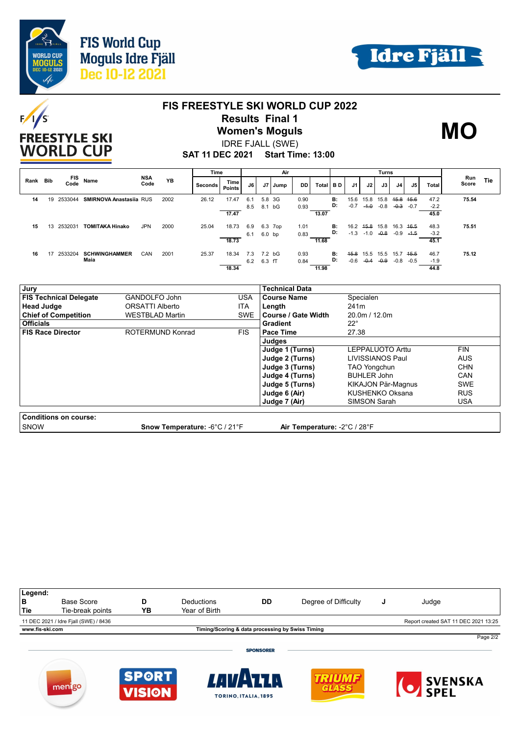FIS World Cup Moguls Idre Fjäll Dec 10-12 2021

# FIS FREESTYLE SKI WORLD CUP 2022

## Results Final 1

## Women's Moguls

**MO**

IDRE FJALL (SWE)

**SAT 11 DEC 2021 Start Time: 13:00**

| Rank | Bib | FIS Code | Name | NSA Code | YB | Time Seconds | Time Points | Air J6 | Air J7 | Jump | DD | Air Total | B D | Turns J1 | Turns J2 | Turns J3 | Turns J4 | Turns J5 | Turns Total | Run Score | Tie |
|---|---|---|---|---|---|---|---|---|---|---|---|---|---|---|---|---|---|---|---|---|---|
| 14 | 19 | 2533044 | SMIRNOVA Anastasiia | RUS | 2002 | 26.12 | 17.47 | 6.1 | 5.8 | 3G | 0.90 | | B: | 15.6 | 15.8 | 15.8 | ~~15.8~~ | ~~15.6~~ | 47.2 | 75.54 | |
| | | | | | | | | 8.5 | 8.1 | bG | 0.93 | | D: | -0.7 | ~~-1.0~~ | -0.8 | ~~-0.3~~ | -0.7 | -2.2 | | |
| | | | | | | | 17.47 | | | | | 13.07 | | | | | | | 45.0 | | |
| 15 | 13 | 2532031 | TOMITAKA Hinako | JPN | 2000 | 25.04 | 18.73 | 6.9 | 6.3 | 7op | 1.01 | | B: | 16.2 | ~~15.8~~ | 15.8 | 16.3 | ~~16.5~~ | 48.3 | 75.51 | |
| | | | | | | | | 6.1 | 6.0 | bp | 0.83 | | D: | -1.3 | -1.0 | ~~-0.8~~ | -0.9 | ~~-1.5~~ | -3.2 | | |
| | | | | | | | 18.73 | | | | | 11.68 | | | | | | | 45.1 | | |
| 16 | 17 | 2533204 | SCHWINGHAMMER Maia | CAN | 2001 | 25.37 | 18.34 | 7.3 | 7.2 | bG | 0.93 | | B: | ~~15.8~~ | 15.5 | 15.5 | 15.7 | ~~15.5~~ | 46.7 | 75.12 | |
| | | | | | | | | 6.2 | 6.3 | fT | 0.84 | | D: | -0.6 | ~~-0.4~~ | ~~-0.9~~ | -0.8 | -0.5 | -1.9 | | |
| | | | | | | | 18.34 | | | | | 11.98 | | | | | | | 44.8 | | |

| Jury | | |
|---|---|---|
| **FIS Technical Delegate** | GANDOLFO John | USA |
| **Head Judge** | ORSATTI Alberto | ITA |
| **Chief of Competition** | WESTBLAD Martin | SWE |
| **Officials** | | |
| **FIS Race Director** | ROTERMUND Konrad | FIS |

| Technical Data | | |
|---|---|---|
| **Course Name** | Specialen | |
| **Length** | 241m | |
| **Course / Gate Width** | 20.0m / 12.0m | |
| **Gradient** | 22° | |
| **Pace Time** | 27.38 | |
| **Judges** | | |
| **Judge 1 (Turns)** | LEPPALUOTO Arttu | FIN |
| **Judge 2 (Turns)** | LIVISSIANOS Paul | AUS |
| **Judge 3 (Turns)** | TAO Yongchun | CHN |
| **Judge 4 (Turns)** | BUHLER John | CAN |
| **Judge 5 (Turns)** | KIKAJON Pär-Magnus | SWE |
| **Judge 6 (Air)** | KUSHENKO Oksana | RUS |
| **Judge 7 (Air)** | SIMSON Sarah | USA |

**Conditions on course:**

SNOW **Snow Temperature: -6°C / 21°F** **Air Temperature: -2°C / 28°F**

| Legend: | | | | | | | |
|---|---|---|---|---|---|---|---|
| **B** | Base Score | **D** | Deductions | **DD** | Degree of Difficulty | **J** | Judge |
| **Tie** | Tie-break points | **YB** | Year of Birth | | | | |

11 DEC 2021 / Idre Fjall (SWE) / 8436 — Report created SAT 11 DEC 2021 13:25

www.fis-ski.com — Timing/Scoring & data processing by Swiss Timing

SPONSORER